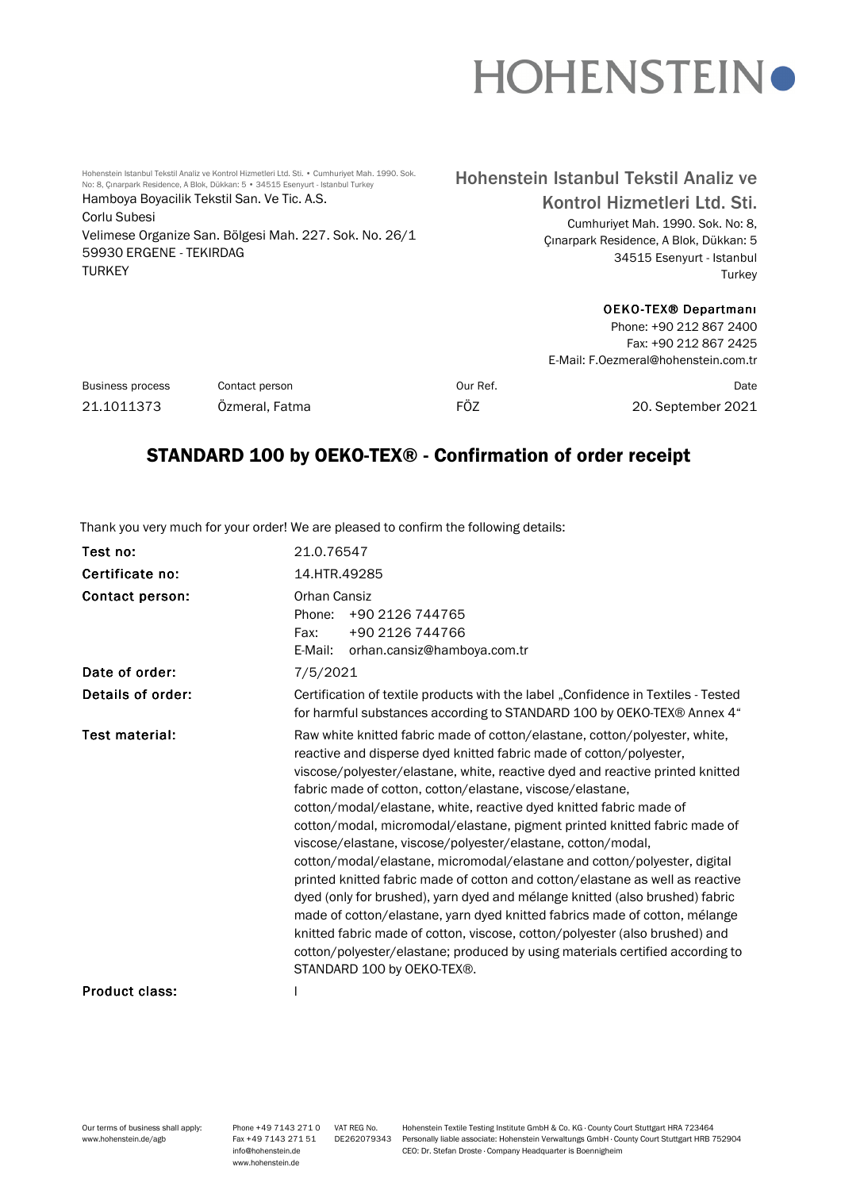HOHENSTEIN

Hohenstein Istanbul Tekstil Analiz ve Kontrol Hizmetleri Ltd. Sti. • Cumhuriyet Mah. 1990. Sok. No: 8, Çınarpark Residence, A Blok, Dükkan: 5 • 34515 Esenyurt - Istanbul Turkey

Hamboya Boyacilik Tekstil San. Ve Tic. A.S.
Corlu Subesi
Velimese Organize San. Bölgesi Mah. 227. Sok. No. 26/1
59930 ERGENE - TEKIRDAG
TURKEY

**Hohenstein Istanbul Tekstil Analiz ve Kontrol Hizmetleri Ltd. Sti.**
Cumhuriyet Mah. 1990. Sok. No: 8,
Çınarpark Residence, A Blok, Dükkan: 5
34515 Esenyurt - Istanbul
Turkey

**OEKO-TEX® Departmanı**
Phone: +90 212 867 2400
Fax: +90 212 867 2425
E-Mail: F.Oezmeral@hohenstein.com.tr

| Business process | Contact person | Our Ref. | Date |
|---|---|---|---|
| 21.1011373 | Özmeral, Fatma | FÖZ | 20. September 2021 |

# STANDARD 100 by OEKO-TEX® - Confirmation of order receipt

Thank you very much for your order! We are pleased to confirm the following details:

**Test no:** 21.0.76547

**Certificate no:** 14.HTR.49285

**Contact person:** Orhan Cansiz
Phone: +90 2126 744765
Fax: +90 2126 744766
E-Mail: orhan.cansiz@hamboya.com.tr

**Date of order:** 7/5/2021

**Details of order:** Certification of textile products with the label „Confidence in Textiles - Tested for harmful substances according to STANDARD 100 by OEKO-TEX® Annex 4“

**Test material:** Raw white knitted fabric made of cotton/elastane, cotton/polyester, white, reactive and disperse dyed knitted fabric made of cotton/polyester, viscose/polyester/elastane, white, reactive dyed and reactive printed knitted fabric made of cotton, cotton/elastane, viscose/elastane, cotton/modal/elastane, white, reactive dyed knitted fabric made of cotton/modal, micromodal/elastane, pigment printed knitted fabric made of viscose/elastane, viscose/polyester/elastane, cotton/modal, cotton/modal/elastane, micromodal/elastane and cotton/polyester, digital printed knitted fabric made of cotton and cotton/elastane as well as reactive dyed (only for brushed), yarn dyed and mélange knitted (also brushed) fabric made of cotton/elastane, yarn dyed knitted fabrics made of cotton, mélange knitted fabric made of cotton, viscose, cotton/polyester (also brushed) and cotton/polyester/elastane; produced by using materials certified according to STANDARD 100 by OEKO-TEX®.

**Product class:** I

Our terms of business shall apply: www.hohenstein.de/agb
Phone +49 7143 271 0
Fax +49 7143 271 51
info@hohenstein.de
www.hohenstein.de
VAT REG No. DE262079343
Hohenstein Textile Testing Institute GmbH & Co. KG · County Court Stuttgart HRA 723464
Personally liable associate: Hohenstein Verwaltungs GmbH · County Court Stuttgart HRB 752904
CEO: Dr. Stefan Droste · Company Headquarter is Boennigheim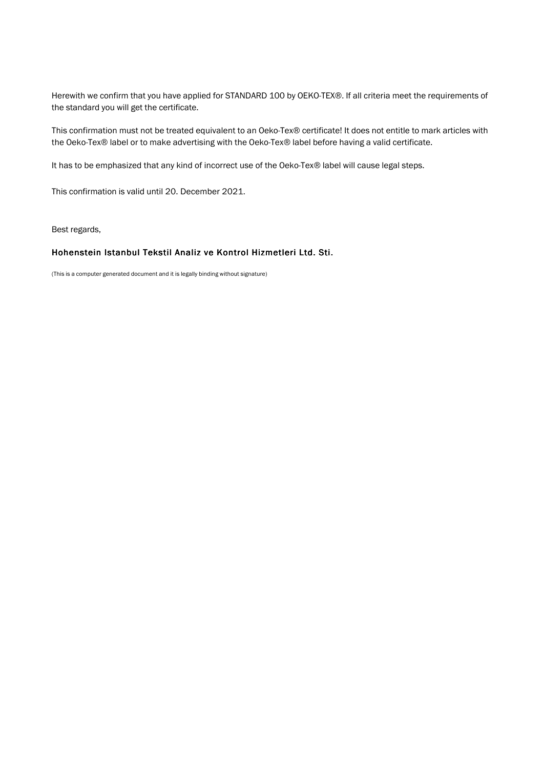Herewith we confirm that you have applied for STANDARD 100 by OEKO-TEX®. If all criteria meet the requirements of the standard you will get the certificate.

This confirmation must not be treated equivalent to an Oeko-Tex® certificate! It does not entitle to mark articles with the Oeko-Tex® label or to make advertising with the Oeko-Tex® label before having a valid certificate.

It has to be emphasized that any kind of incorrect use of the Oeko-Tex® label will cause legal steps.

This confirmation is valid until 20. December 2021.

Best regards,

**Hohenstein Istanbul Tekstil Analiz ve Kontrol Hizmetleri Ltd. Sti.**

(This is a computer generated document and it is legally binding without signature)